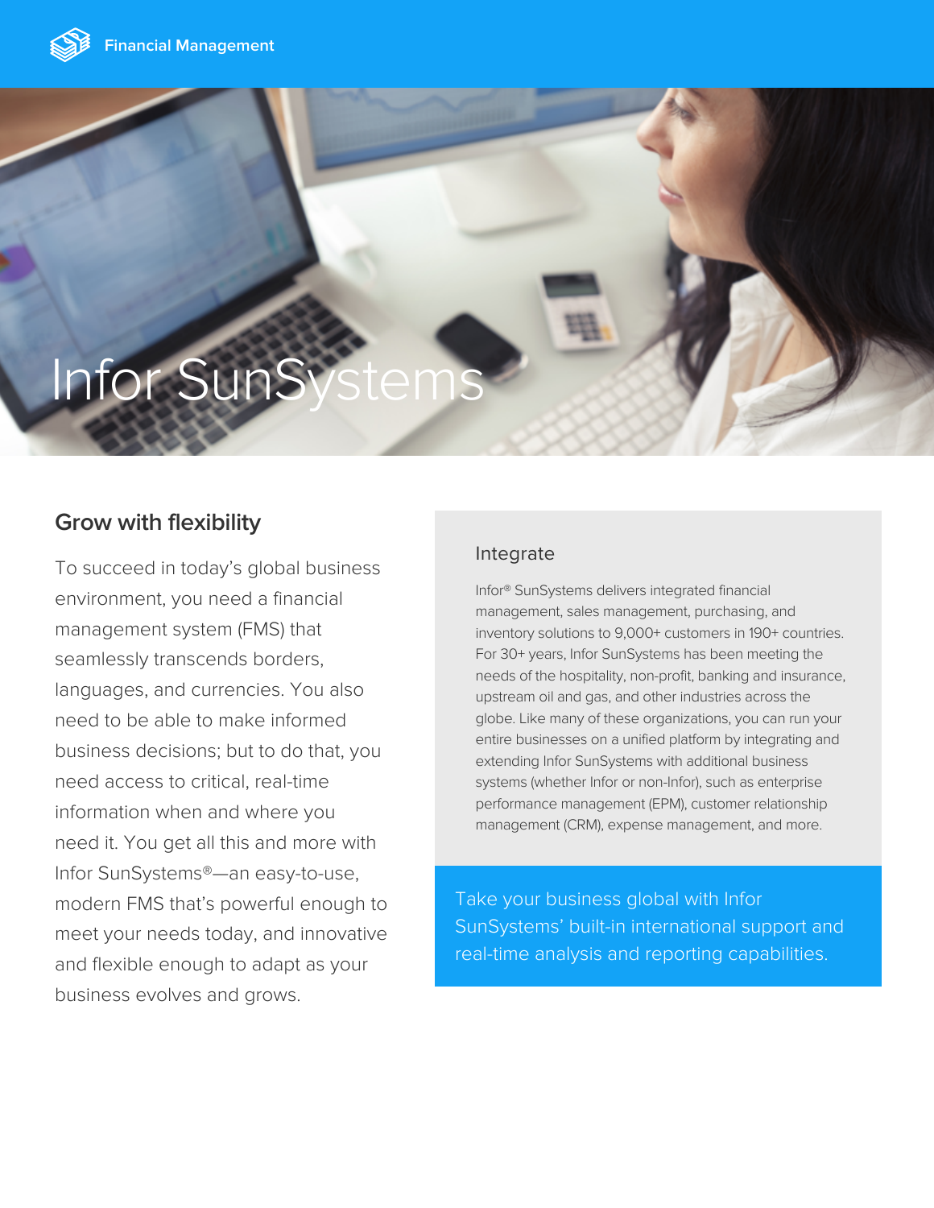Financial Management

# Infor SunSystems

## Grow with flexibility

To succeed in today's global business environment, you need a financial management system (FMS) that seamlessly transcends borders, languages, and currencies. You also need to be able to make informed business decisions; but to do that, you need access to critical, real-time information when and where you need it. You get all this and more with Infor SunSystems®—an easy-to-use, modern FMS that's powerful enough to meet your needs today, and innovative and flexible enough to adapt as your business evolves and grows.

### Integrate

Infor® SunSystems delivers integrated financial management, sales management, purchasing, and inventory solutions to 9,000+ customers in 190+ countries. For 30+ years, Infor SunSystems has been meeting the needs of the hospitality, non-profit, banking and insurance, upstream oil and gas, and other industries across the globe. Like many of these organizations, you can run your entire businesses on a unified platform by integrating and extending Infor SunSystems with additional business systems (whether Infor or non-Infor), such as enterprise performance management (EPM), customer relationship management (CRM), expense management, and more.

Take your business global with Infor SunSystems' built-in international support and real-time analysis and reporting capabilities.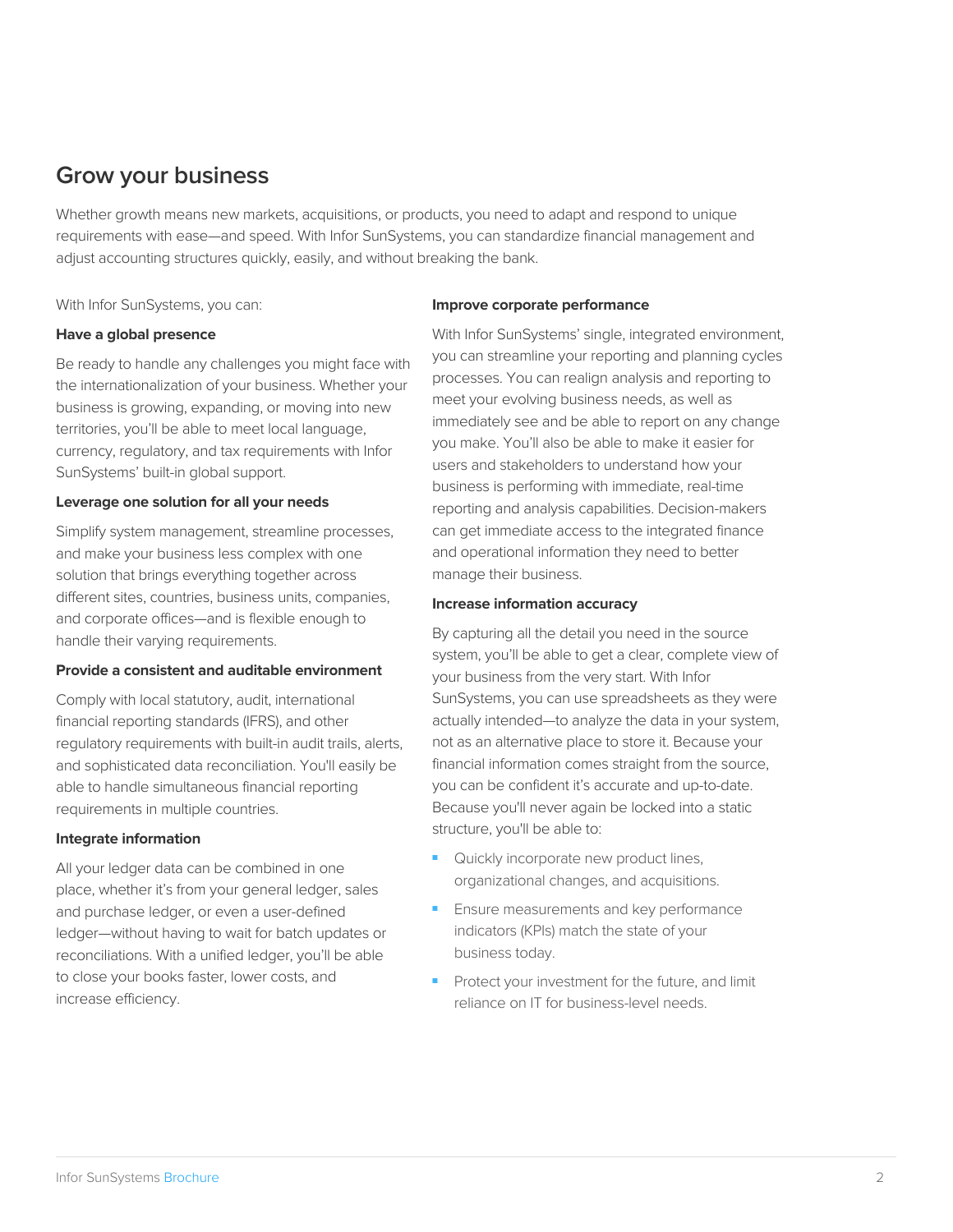## Grow your business

Whether growth means new markets, acquisitions, or products, you need to adapt and respond to unique requirements with ease—and speed. With Infor SunSystems, you can standardize financial management and adjust accounting structures quickly, easily, and without breaking the bank.

With Infor SunSystems, you can:

**Have a global presence**

Be ready to handle any challenges you might face with the internationalization of your business. Whether your business is growing, expanding, or moving into new territories, you'll be able to meet local language, currency, regulatory, and tax requirements with Infor SunSystems' built-in global support.

**Leverage one solution for all your needs**

Simplify system management, streamline processes, and make your business less complex with one solution that brings everything together across different sites, countries, business units, companies, and corporate offices—and is flexible enough to handle their varying requirements.

**Provide a consistent and auditable environment**

Comply with local statutory, audit, international financial reporting standards (IFRS), and other regulatory requirements with built-in audit trails, alerts, and sophisticated data reconciliation. You'll easily be able to handle simultaneous financial reporting requirements in multiple countries.

**Integrate information**

All your ledger data can be combined in one place, whether it's from your general ledger, sales and purchase ledger, or even a user-defined ledger—without having to wait for batch updates or reconciliations. With a unified ledger, you'll be able to close your books faster, lower costs, and increase efficiency.

**Improve corporate performance**

With Infor SunSystems' single, integrated environment, you can streamline your reporting and planning cycles processes. You can realign analysis and reporting to meet your evolving business needs, as well as immediately see and be able to report on any change you make. You'll also be able to make it easier for users and stakeholders to understand how your business is performing with immediate, real-time reporting and analysis capabilities. Decision-makers can get immediate access to the integrated finance and operational information they need to better manage their business.

**Increase information accuracy**

By capturing all the detail you need in the source system, you'll be able to get a clear, complete view of your business from the very start. With Infor SunSystems, you can use spreadsheets as they were actually intended—to analyze the data in your system, not as an alternative place to store it. Because your financial information comes straight from the source, you can be confident it's accurate and up-to-date. Because you'll never again be locked into a static structure, you'll be able to:

- Quickly incorporate new product lines, organizational changes, and acquisitions.
- Ensure measurements and key performance indicators (KPIs) match the state of your business today.
- Protect your investment for the future, and limit reliance on IT for business-level needs.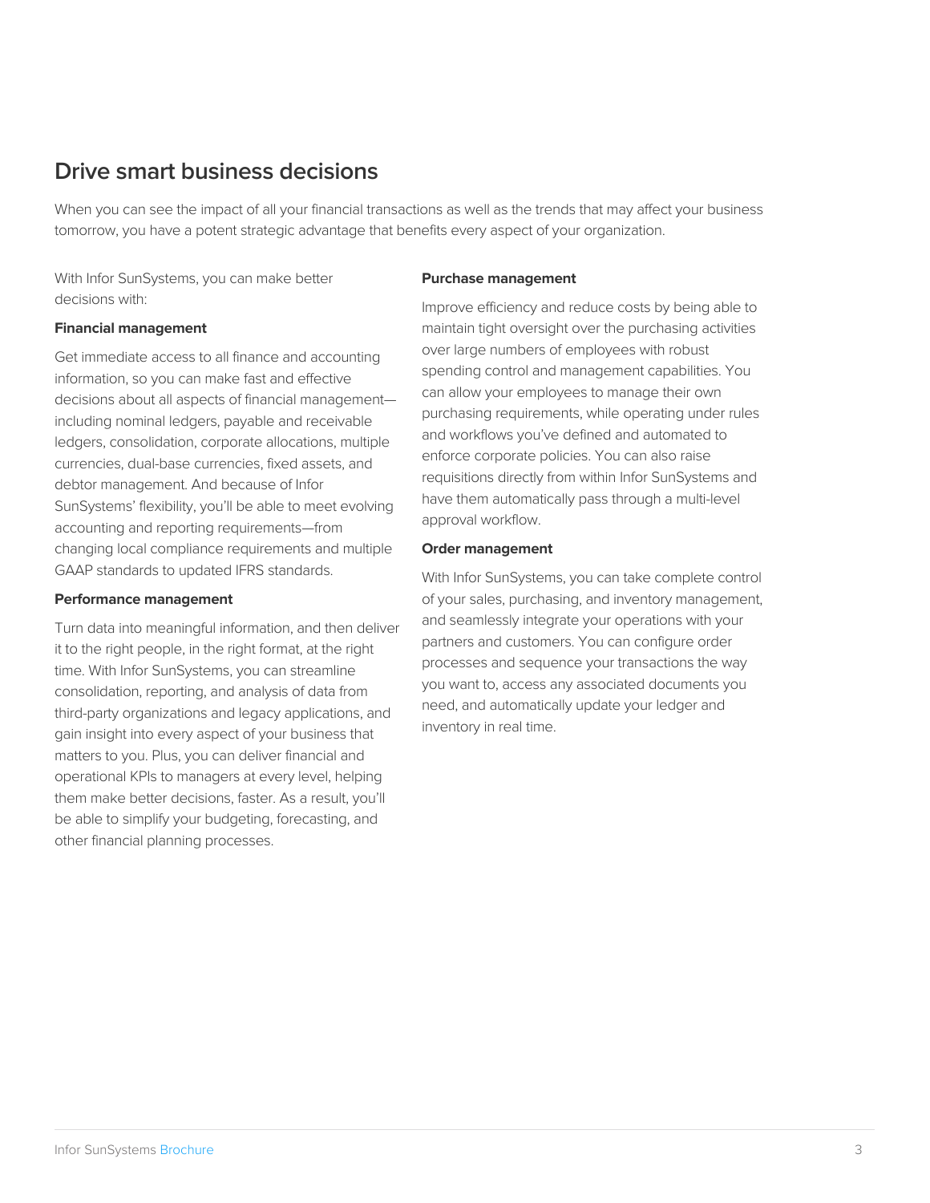## Drive smart business decisions

When you can see the impact of all your financial transactions as well as the trends that may affect your business tomorrow, you have a potent strategic advantage that benefits every aspect of your organization.

With Infor SunSystems, you can make better decisions with:

**Financial management**

Get immediate access to all finance and accounting information, so you can make fast and effective decisions about all aspects of financial management—including nominal ledgers, payable and receivable ledgers, consolidation, corporate allocations, multiple currencies, dual-base currencies, fixed assets, and debtor management. And because of Infor SunSystems' flexibility, you'll be able to meet evolving accounting and reporting requirements—from changing local compliance requirements and multiple GAAP standards to updated IFRS standards.

**Performance management**

Turn data into meaningful information, and then deliver it to the right people, in the right format, at the right time. With Infor SunSystems, you can streamline consolidation, reporting, and analysis of data from third-party organizations and legacy applications, and gain insight into every aspect of your business that matters to you. Plus, you can deliver financial and operational KPIs to managers at every level, helping them make better decisions, faster. As a result, you'll be able to simplify your budgeting, forecasting, and other financial planning processes.

**Purchase management**

Improve efficiency and reduce costs by being able to maintain tight oversight over the purchasing activities over large numbers of employees with robust spending control and management capabilities. You can allow your employees to manage their own purchasing requirements, while operating under rules and workflows you've defined and automated to enforce corporate policies. You can also raise requisitions directly from within Infor SunSystems and have them automatically pass through a multi-level approval workflow.

**Order management**

With Infor SunSystems, you can take complete control of your sales, purchasing, and inventory management, and seamlessly integrate your operations with your partners and customers. You can configure order processes and sequence your transactions the way you want to, access any associated documents you need, and automatically update your ledger and inventory in real time.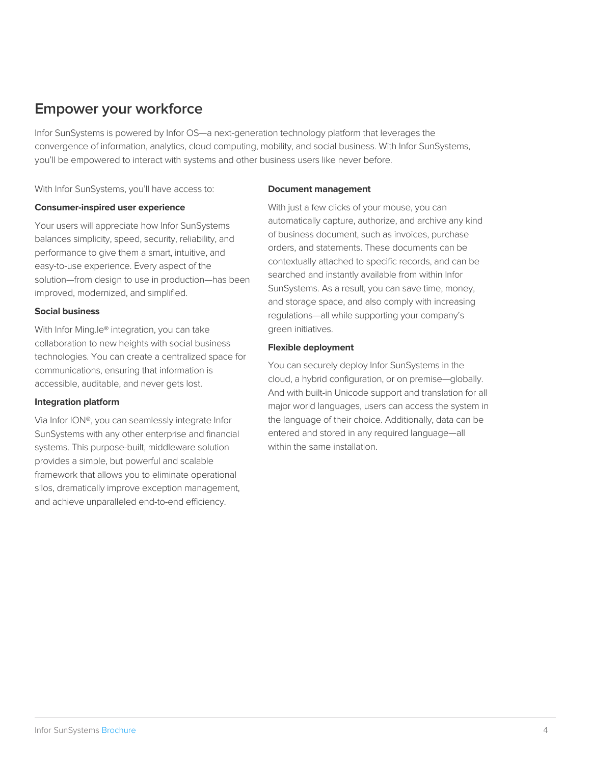## Empower your workforce

Infor SunSystems is powered by Infor OS—a next-generation technology platform that leverages the convergence of information, analytics, cloud computing, mobility, and social business. With Infor SunSystems, you'll be empowered to interact with systems and other business users like never before.

With Infor SunSystems, you'll have access to:

**Consumer-inspired user experience**

Your users will appreciate how Infor SunSystems balances simplicity, speed, security, reliability, and performance to give them a smart, intuitive, and easy-to-use experience. Every aspect of the solution—from design to use in production—has been improved, modernized, and simplified.

**Social business**

With Infor Ming.le® integration, you can take collaboration to new heights with social business technologies. You can create a centralized space for communications, ensuring that information is accessible, auditable, and never gets lost.

**Integration platform**

Via Infor ION®, you can seamlessly integrate Infor SunSystems with any other enterprise and financial systems. This purpose-built, middleware solution provides a simple, but powerful and scalable framework that allows you to eliminate operational silos, dramatically improve exception management, and achieve unparalleled end-to-end efficiency.

**Document management**

With just a few clicks of your mouse, you can automatically capture, authorize, and archive any kind of business document, such as invoices, purchase orders, and statements. These documents can be contextually attached to specific records, and can be searched and instantly available from within Infor SunSystems. As a result, you can save time, money, and storage space, and also comply with increasing regulations—all while supporting your company's green initiatives.

**Flexible deployment**

You can securely deploy Infor SunSystems in the cloud, a hybrid configuration, or on premise—globally. And with built-in Unicode support and translation for all major world languages, users can access the system in the language of their choice. Additionally, data can be entered and stored in any required language—all within the same installation.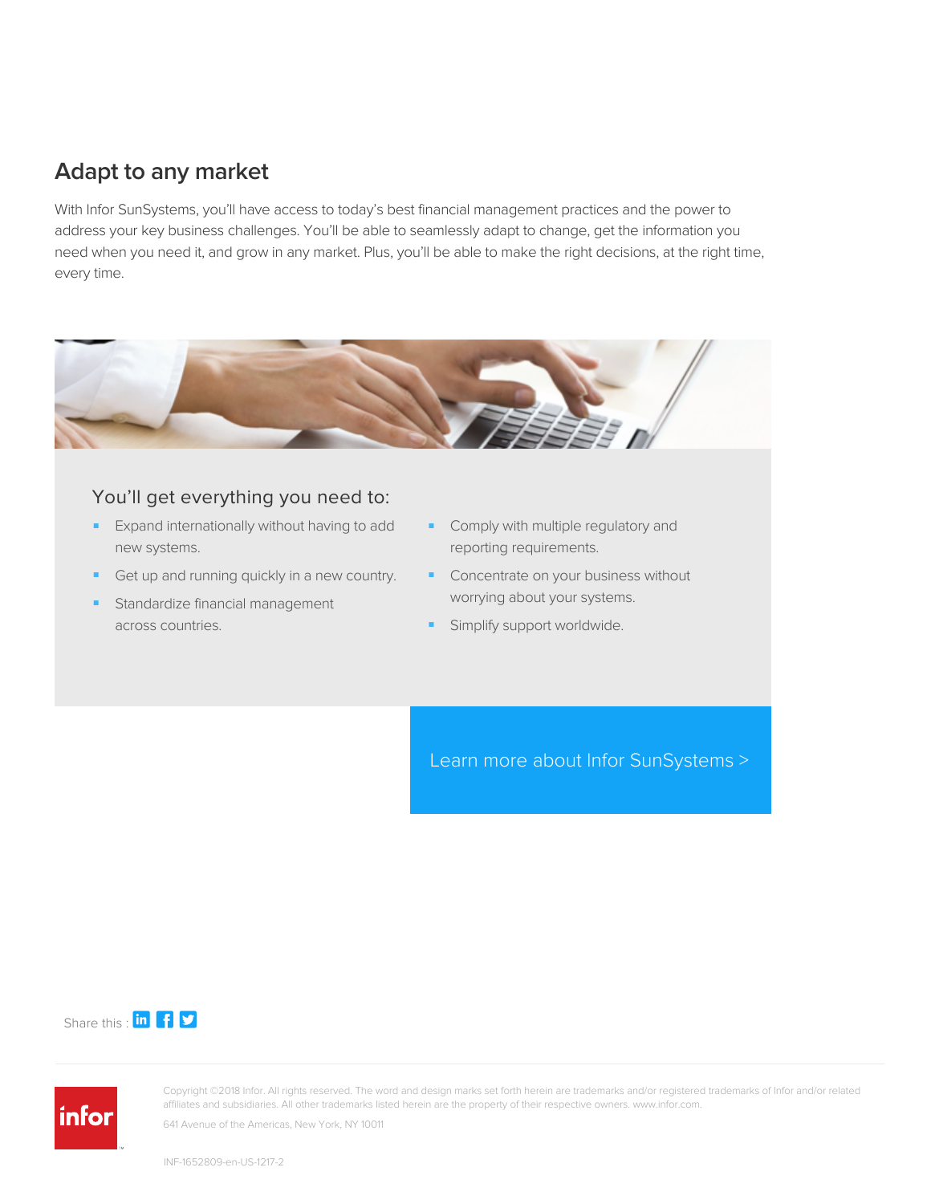## Adapt to any market

With Infor SunSystems, you'll have access to today's best financial management practices and the power to address your key business challenges. You'll be able to seamlessly adapt to change, get the information you need when you need it, and grow in any market. Plus, you'll be able to make the right decisions, at the right time, every time.

### You'll get everything you need to:

- Expand internationally without having to add new systems.
- Get up and running quickly in a new country.
- Standardize financial management across countries.
- Comply with multiple regulatory and reporting requirements.
- Concentrate on your business without worrying about your systems.
- Simplify support worldwide.

Learn more about Infor SunSystems >

Share this :

Copyright ©2018 Infor. All rights reserved. The word and design marks set forth herein are trademarks and/or registered trademarks of Infor and/or related affiliates and subsidiaries. All other trademarks listed herein are the property of their respective owners. www.infor.com.

641 Avenue of the Americas, New York, NY 10011

INF-1652809-en-US-1217-2